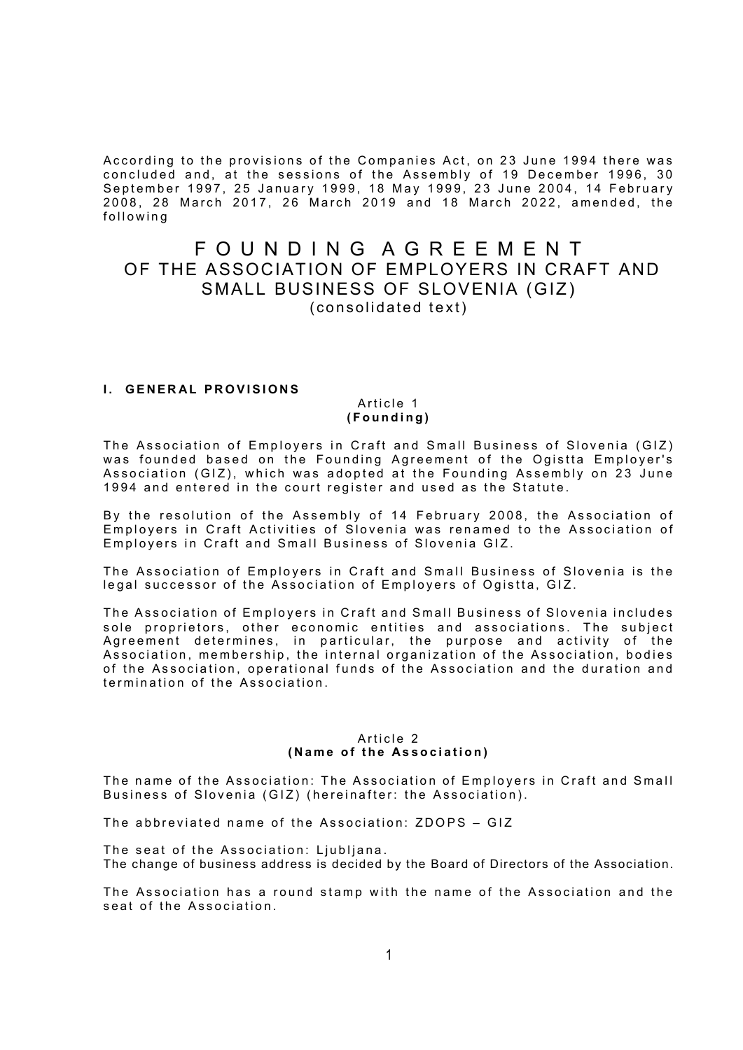According to the provisions of the Companies Act, on 23 June 1994 there was concluded and, at the sessions of the Assembly of 19 December 1996, 30 September 1997, 25 January 1999, 18 May 1999, 23 June 2004, 14 February 2008, 28 March 2017, 26 March 2019 and 18 March 2022, amended, the following

# FOUNDING AGREEMENT
## OF THE ASSOCIATION OF EMPLOYERS IN CRAFT AND SMALL BUSINESS OF SLOVENIA (GIZ)
(consolidated text)

### I. GENERAL PROVISIONS

Article 1
**(Founding)**

The Association of Employers in Craft and Small Business of Slovenia (GIZ) was founded based on the Founding Agreement of the Ogistta Employer's Association (GIZ), which was adopted at the Founding Assembly on 23 June 1994 and entered in the court register and used as the Statute.

By the resolution of the Assembly of 14 February 2008, the Association of Employers in Craft Activities of Slovenia was renamed to the Association of Employers in Craft and Small Business of Slovenia GIZ.

The Association of Employers in Craft and Small Business of Slovenia is the legal successor of the Association of Employers of Ogistta, GIZ.

The Association of Employers in Craft and Small Business of Slovenia includes sole proprietors, other economic entities and associations. The subject Agreement determines, in particular, the purpose and activity of the Association, membership, the internal organization of the Association, bodies of the Association, operational funds of the Association and the duration and termination of the Association.

Article 2
**(Name of the Association)**

The name of the Association: The Association of Employers in Craft and Small Business of Slovenia (GIZ) (hereinafter: the Association).

The abbreviated name of the Association: ZDOPS – GIZ

The seat of the Association: Ljubljana.
The change of business address is decided by the Board of Directors of the Association.

The Association has a round stamp with the name of the Association and the seat of the Association.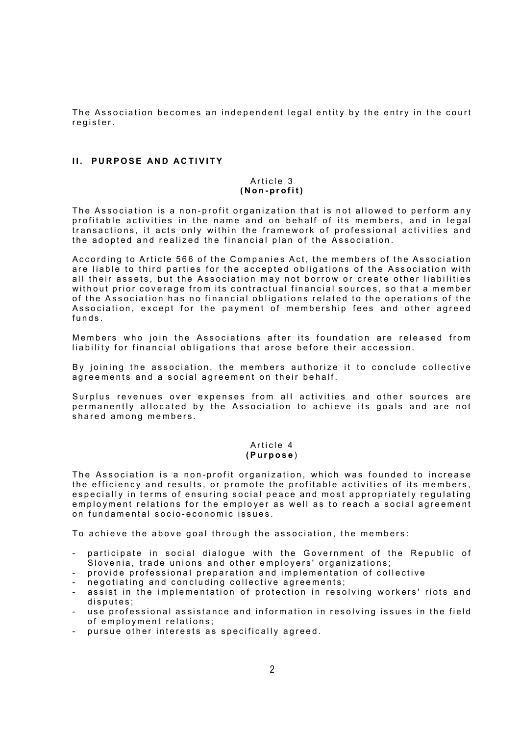The Association becomes an independent legal entity by the entry in the court register.

## II. PURPOSE AND ACTIVITY

### Article 3
### (Non-profit)

The Association is a non-profit organization that is not allowed to perform any profitable activities in the name and on behalf of its members, and in legal transactions, it acts only within the framework of professional activities and the adopted and realized the financial plan of the Association.

According to Article 566 of the Companies Act, the members of the Association are liable to third parties for the accepted obligations of the Association with all their assets, but the Association may not borrow or create other liabilities without prior coverage from its contractual financial sources, so that a member of the Association has no financial obligations related to the operations of the Association, except for the payment of membership fees and other agreed funds.

Members who join the Associations after its foundation are released from liability for financial obligations that arose before their accession.

By joining the association, the members authorize it to conclude collective agreements and a social agreement on their behalf.

Surplus revenues over expenses from all activities and other sources are permanently allocated by the Association to achieve its goals and are not shared among members.

### Article 4
### (Purpose)

The Association is a non-profit organization, which was founded to increase the efficiency and results, or promote the profitable activities of its members, especially in terms of ensuring social peace and most appropriately regulating employment relations for the employer as well as to reach a social agreement on fundamental socio-economic issues.

To achieve the above goal through the association, the members:

- participate in social dialogue with the Government of the Republic of Slovenia, trade unions and other employers' organizations;
- provide professional preparation and implementation of collective
- negotiating and concluding collective agreements;
- assist in the implementation of protection in resolving workers' riots and disputes;
- use professional assistance and information in resolving issues in the field of employment relations;
- pursue other interests as specifically agreed.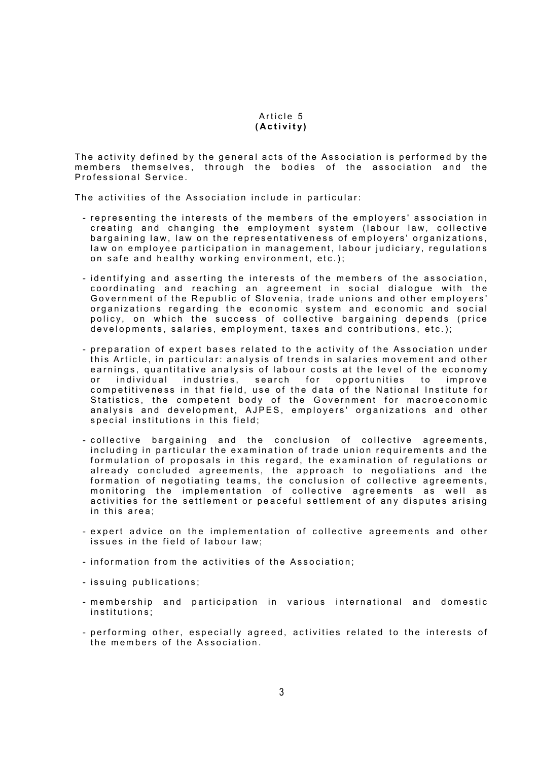## Article 5
## (Activity)

The activity defined by the general acts of the Association is performed by the members themselves, through the bodies of the association and the Professional Service.

The activities of the Association include in particular:

- representing the interests of the members of the employers' association in creating and changing the employment system (labour law, collective bargaining law, law on the representativeness of employers' organizations, law on employee participation in management, labour judiciary, regulations on safe and healthy working environment, etc.);

- identifying and asserting the interests of the members of the association, coordinating and reaching an agreement in social dialogue with the Government of the Republic of Slovenia, trade unions and other employers' organizations regarding the economic system and economic and social policy, on which the success of collective bargaining depends (price developments, salaries, employment, taxes and contributions, etc.);

- preparation of expert bases related to the activity of the Association under this Article, in particular: analysis of trends in salaries movement and other earnings, quantitative analysis of labour costs at the level of the economy or individual industries, search for opportunities to improve competitiveness in that field, use of the data of the National Institute for Statistics, the competent body of the Government for macroeconomic analysis and development, AJPES, employers' organizations and other special institutions in this field;

- collective bargaining and the conclusion of collective agreements, including in particular the examination of trade union requirements and the formulation of proposals in this regard, the examination of regulations or already concluded agreements, the approach to negotiations and the formation of negotiating teams, the conclusion of collective agreements, monitoring the implementation of collective agreements as well as activities for the settlement or peaceful settlement of any disputes arising in this area;

- expert advice on the implementation of collective agreements and other issues in the field of labour law;

- information from the activities of the Association;

- issuing publications;

- membership and participation in various international and domestic institutions;

- performing other, especially agreed, activities related to the interests of the members of the Association.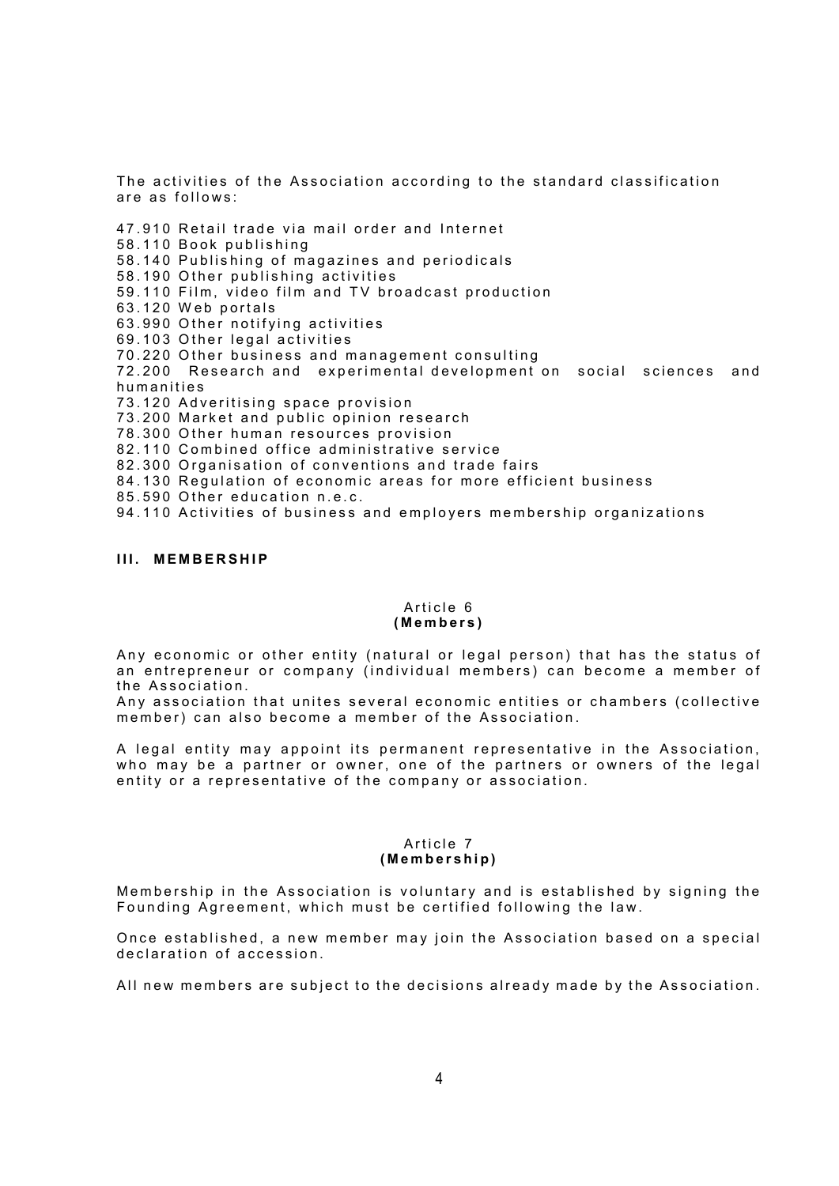The activities of the Association according to the standard classification are as follows:

47.910 Retail trade via mail order and Internet
58.110 Book publishing
58.140 Publishing of magazines and periodicals
58.190 Other publishing activities
59.110 Film, video film and TV broadcast production
63.120 Web portals
63.990 Other notifying activities
69.103 Other legal activities
70.220 Other business and management consulting
72.200 Research and experimental development on social sciences and humanities
73.120 Adveritising space provision
73.200 Market and public opinion research
78.300 Other human resources provision
82.110 Combined office administrative service
82.300 Organisation of conventions and trade fairs
84.130 Regulation of economic areas for more efficient business
85.590 Other education n.e.c.
94.110 Activities of business and employers membership organizations

## III. MEMBERSHIP

### Article 6
**(Members)**

Any economic or other entity (natural or legal person) that has the status of an entrepreneur or company (individual members) can become a member of the Association.
Any association that unites several economic entities or chambers (collective member) can also become a member of the Association.

A legal entity may appoint its permanent representative in the Association, who may be a partner or owner, one of the partners or owners of the legal entity or a representative of the company or association.

### Article 7
**(Membership)**

Membership in the Association is voluntary and is established by signing the Founding Agreement, which must be certified following the law.

Once established, a new member may join the Association based on a special declaration of accession.

All new members are subject to the decisions already made by the Association.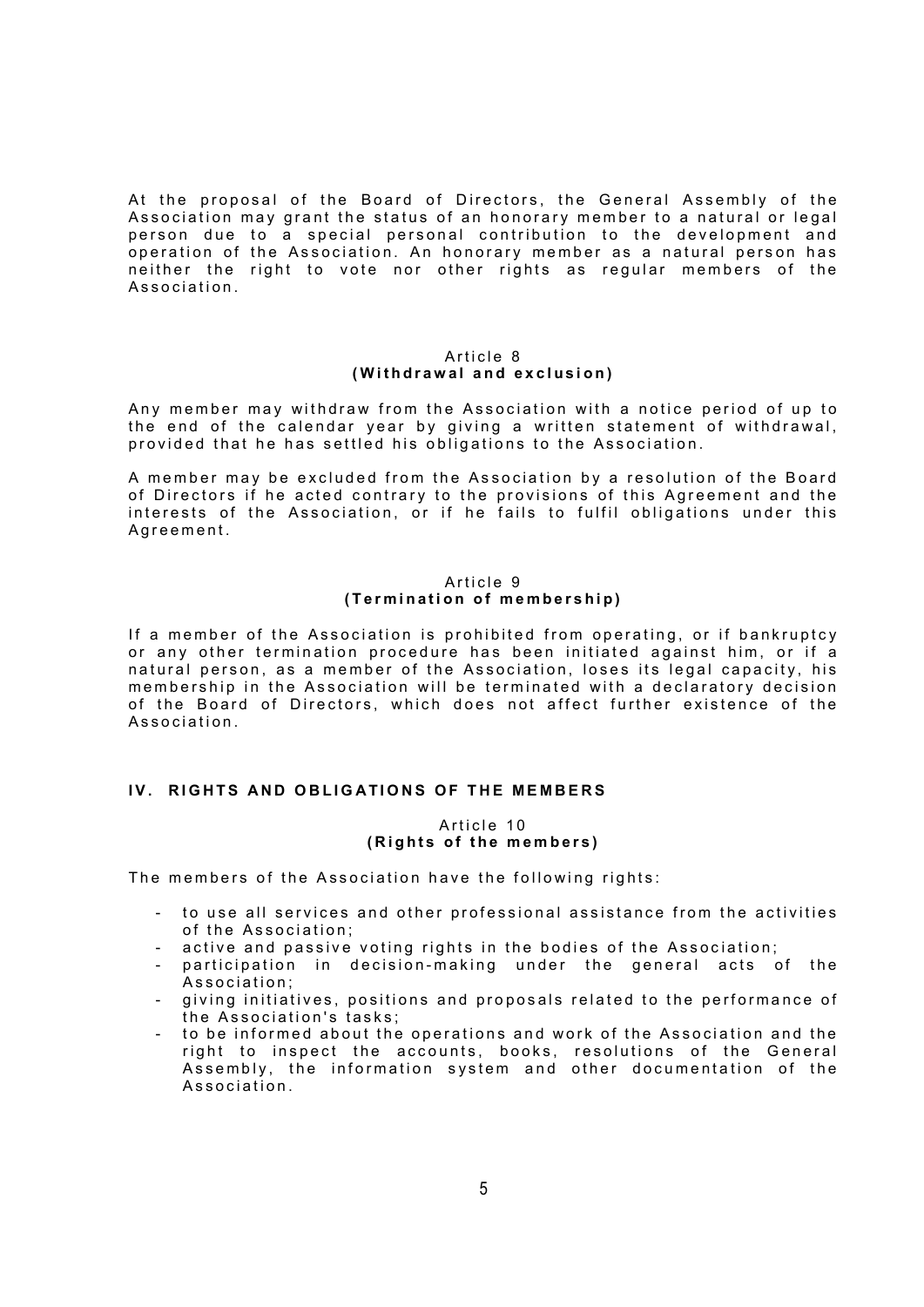At the proposal of the Board of Directors, the General Assembly of the Association may grant the status of an honorary member to a natural or legal person due to a special personal contribution to the development and operation of the Association. An honorary member as a natural person has neither the right to vote nor other rights as regular members of the Association.

<center>Article 8</center>
<center>**(Withdrawal and exclusion)**</center>

Any member may withdraw from the Association with a notice period of up to the end of the calendar year by giving a written statement of withdrawal, provided that he has settled his obligations to the Association.

A member may be excluded from the Association by a resolution of the Board of Directors if he acted contrary to the provisions of this Agreement and the interests of the Association, or if he fails to fulfil obligations under this Agreement.

<center>Article 9</center>
<center>**(Termination of membership)**</center>

If a member of the Association is prohibited from operating, or if bankruptcy or any other termination procedure has been initiated against him, or if a natural person, as a member of the Association, loses its legal capacity, his membership in the Association will be terminated with a declaratory decision of the Board of Directors, which does not affect further existence of the Association.

## IV. RIGHTS AND OBLIGATIONS OF THE MEMBERS

<center>Article 10</center>
<center>**(Rights of the members)**</center>

The members of the Association have the following rights:

- to use all services and other professional assistance from the activities of the Association;
- active and passive voting rights in the bodies of the Association;
- participation in decision-making under the general acts of the Association;
- giving initiatives, positions and proposals related to the performance of the Association's tasks;
- to be informed about the operations and work of the Association and the right to inspect the accounts, books, resolutions of the General Assembly, the information system and other documentation of the Association.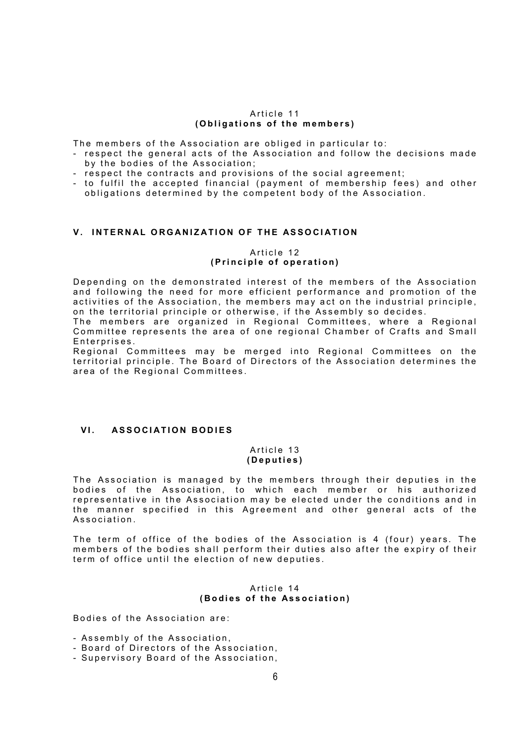### Article 11
**(Obligations of the members)**

The members of the Association are obliged in particular to:

- respect the general acts of the Association and follow the decisions made by the bodies of the Association;
- respect the contracts and provisions of the social agreement;
- to fulfil the accepted financial (payment of membership fees) and other obligations determined by the competent body of the Association.

## V. INTERNAL ORGANIZATION OF THE ASSOCIATION

### Article 12
**(Principle of operation)**

Depending on the demonstrated interest of the members of the Association and following the need for more efficient performance and promotion of the activities of the Association, the members may act on the industrial principle, on the territorial principle or otherwise, if the Assembly so decides.
The members are organized in Regional Committees, where a Regional Committee represents the area of one regional Chamber of Crafts and Small Enterprises.
Regional Committees may be merged into Regional Committees on the territorial principle. The Board of Directors of the Association determines the area of the Regional Committees.

## VI. ASSOCIATION BODIES

### Article 13
**(Deputies)**

The Association is managed by the members through their deputies in the bodies of the Association, to which each member or his authorized representative in the Association may be elected under the conditions and in the manner specified in this Agreement and other general acts of the Association.

The term of office of the bodies of the Association is 4 (four) years. The members of the bodies shall perform their duties also after the expiry of their term of office until the election of new deputies.

### Article 14
**(Bodies of the Association)**

Bodies of the Association are:

- Assembly of the Association,
- Board of Directors of the Association,
- Supervisory Board of the Association,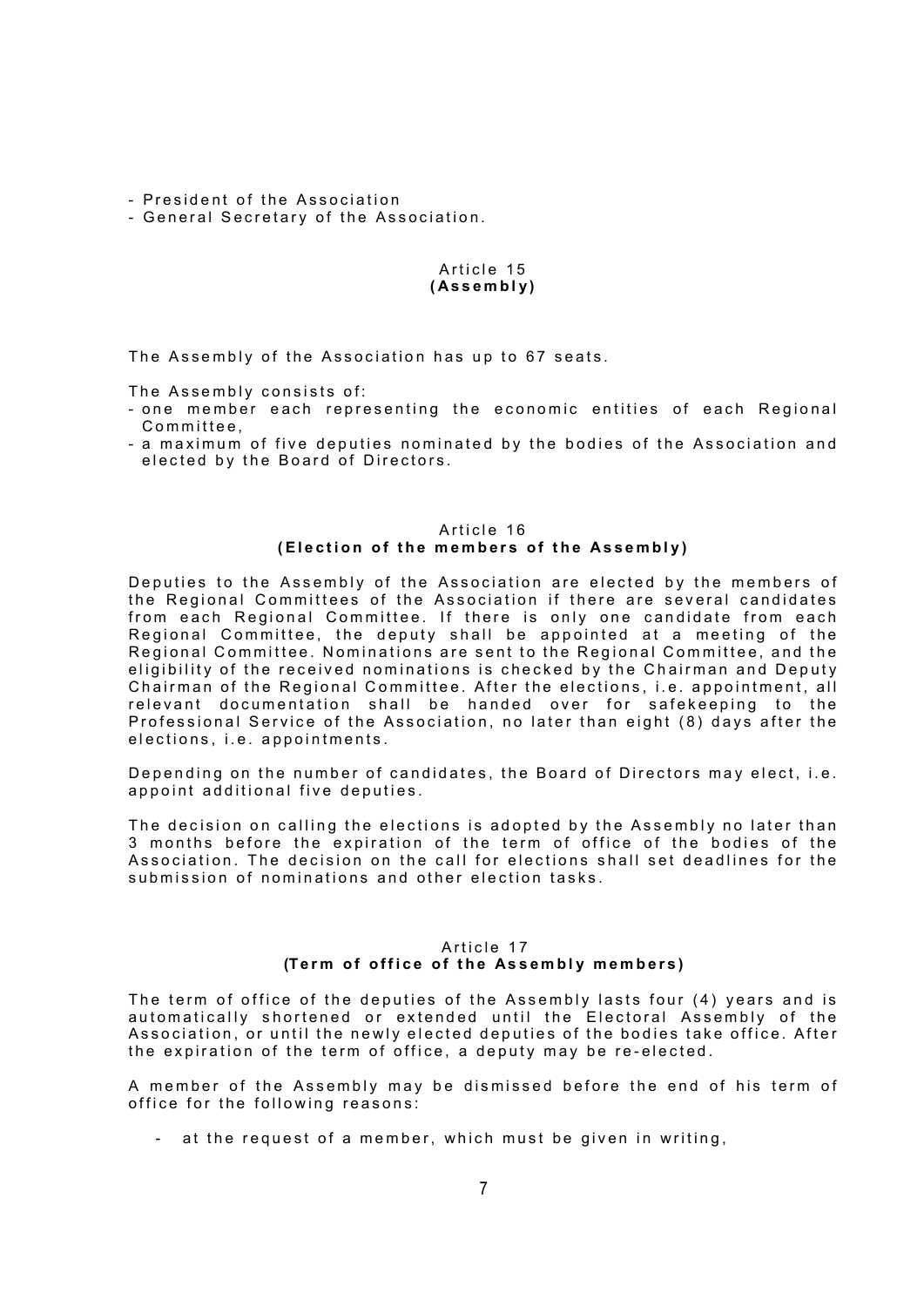- President of the Association
- General Secretary of the Association.

### Article 15
**(Assembly)**

The Assembly of the Association has up to 67 seats.

The Assembly consists of:
- one member each representing the economic entities of each Regional Committee,
- a maximum of five deputies nominated by the bodies of the Association and elected by the Board of Directors.

### Article 16
**(Election of the members of the Assembly)**

Deputies to the Assembly of the Association are elected by the members of the Regional Committees of the Association if there are several candidates from each Regional Committee. If there is only one candidate from each Regional Committee, the deputy shall be appointed at a meeting of the Regional Committee. Nominations are sent to the Regional Committee, and the eligibility of the received nominations is checked by the Chairman and Deputy Chairman of the Regional Committee. After the elections, i.e. appointment, all relevant documentation shall be handed over for safekeeping to the Professional Service of the Association, no later than eight (8) days after the elections, i.e. appointments.

Depending on the number of candidates, the Board of Directors may elect, i.e. appoint additional five deputies.

The decision on calling the elections is adopted by the Assembly no later than 3 months before the expiration of the term of office of the bodies of the Association. The decision on the call for elections shall set deadlines for the submission of nominations and other election tasks.

### Article 17
**(Term of office of the Assembly members)**

The term of office of the deputies of the Assembly lasts four (4) years and is automatically shortened or extended until the Electoral Assembly of the Association, or until the newly elected deputies of the bodies take office. After the expiration of the term of office, a deputy may be re-elected.

A member of the Assembly may be dismissed before the end of his term of office for the following reasons:

- at the request of a member, which must be given in writing,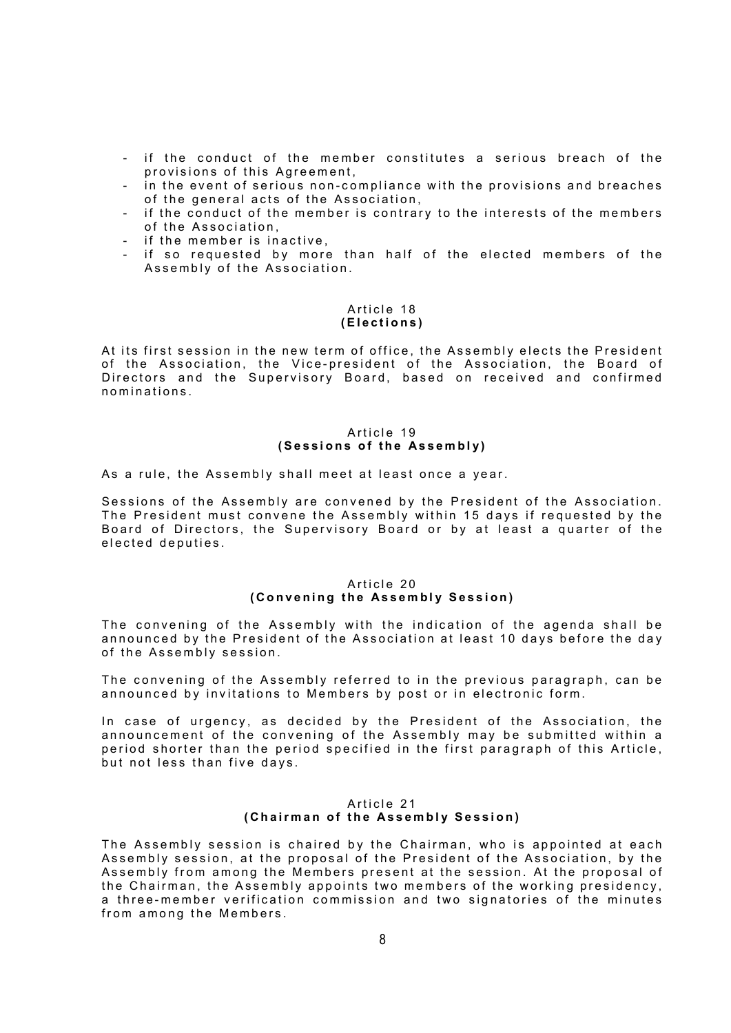- if the conduct of the member constitutes a serious breach of the provisions of this Agreement,
- in the event of serious non-compliance with the provisions and breaches of the general acts of the Association,
- if the conduct of the member is contrary to the interests of the members of the Association,
- if the member is inactive,
- if so requested by more than half of the elected members of the Assembly of the Association.

### Article 18
### **(Elections)**

At its first session in the new term of office, the Assembly elects the President of the Association, the Vice-president of the Association, the Board of Directors and the Supervisory Board, based on received and confirmed nominations.

### Article 19
### **(Sessions of the Assembly)**

As a rule, the Assembly shall meet at least once a year.

Sessions of the Assembly are convened by the President of the Association. The President must convene the Assembly within 15 days if requested by the Board of Directors, the Supervisory Board or by at least a quarter of the elected deputies.

### Article 20
### **(Convening the Assembly Session)**

The convening of the Assembly with the indication of the agenda shall be announced by the President of the Association at least 10 days before the day of the Assembly session.

The convening of the Assembly referred to in the previous paragraph, can be announced by invitations to Members by post or in electronic form.

In case of urgency, as decided by the President of the Association, the announcement of the convening of the Assembly may be submitted within a period shorter than the period specified in the first paragraph of this Article, but not less than five days.

### Article 21
### **(Chairman of the Assembly Session)**

The Assembly session is chaired by the Chairman, who is appointed at each Assembly session, at the proposal of the President of the Association, by the Assembly from among the Members present at the session. At the proposal of the Chairman, the Assembly appoints two members of the working presidency, a three-member verification commission and two signatories of the minutes from among the Members.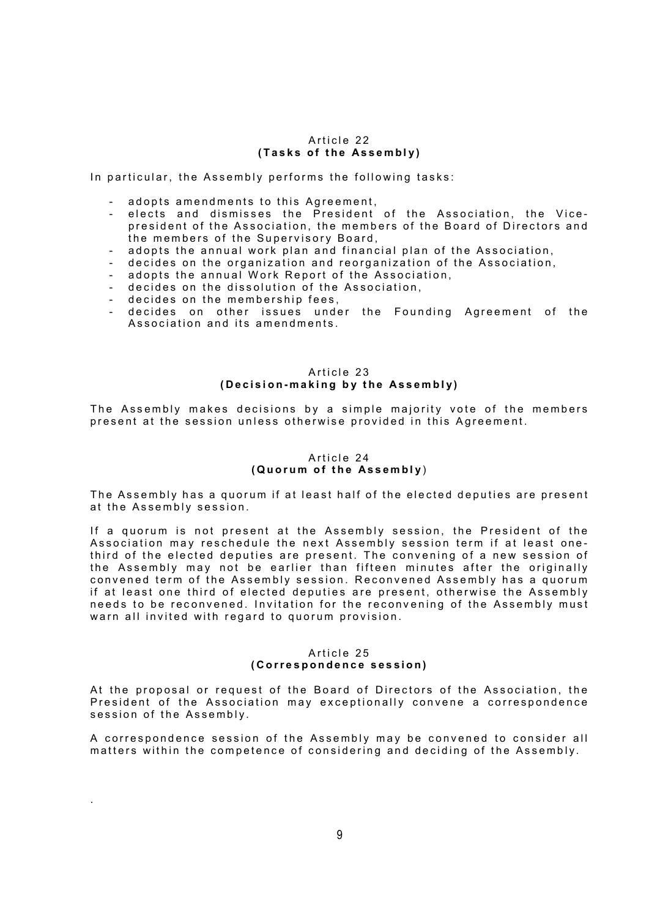Article 22
**(Tasks of the Assembly)**

In particular, the Assembly performs the following tasks:

- adopts amendments to this Agreement,
- elects and dismisses the President of the Association, the Vice-president of the Association, the members of the Board of Directors and the members of the Supervisory Board,
- adopts the annual work plan and financial plan of the Association,
- decides on the organization and reorganization of the Association,
- adopts the annual Work Report of the Association,
- decides on the dissolution of the Association,
- decides on the membership fees,
- decides on other issues under the Founding Agreement of the Association and its amendments.

Article 23
**(Decision-making by the Assembly)**

The Assembly makes decisions by a simple majority vote of the members present at the session unless otherwise provided in this Agreement.

Article 24
**(Quorum of the Assembly)**

The Assembly has a quorum if at least half of the elected deputies are present at the Assembly session.

If a quorum is not present at the Assembly session, the President of the Association may reschedule the next Assembly session term if at least one-third of the elected deputies are present. The convening of a new session of the Assembly may not be earlier than fifteen minutes after the originally convened term of the Assembly session. Reconvened Assembly has a quorum if at least one third of elected deputies are present, otherwise the Assembly needs to be reconvened. Invitation for the reconvening of the Assembly must warn all invited with regard to quorum provision.

Article 25
**(Correspondence session)**

At the proposal or request of the Board of Directors of the Association, the President of the Association may exceptionally convene a correspondence session of the Assembly.

A correspondence session of the Assembly may be convened to consider all matters within the competence of considering and deciding of the Assembly.

.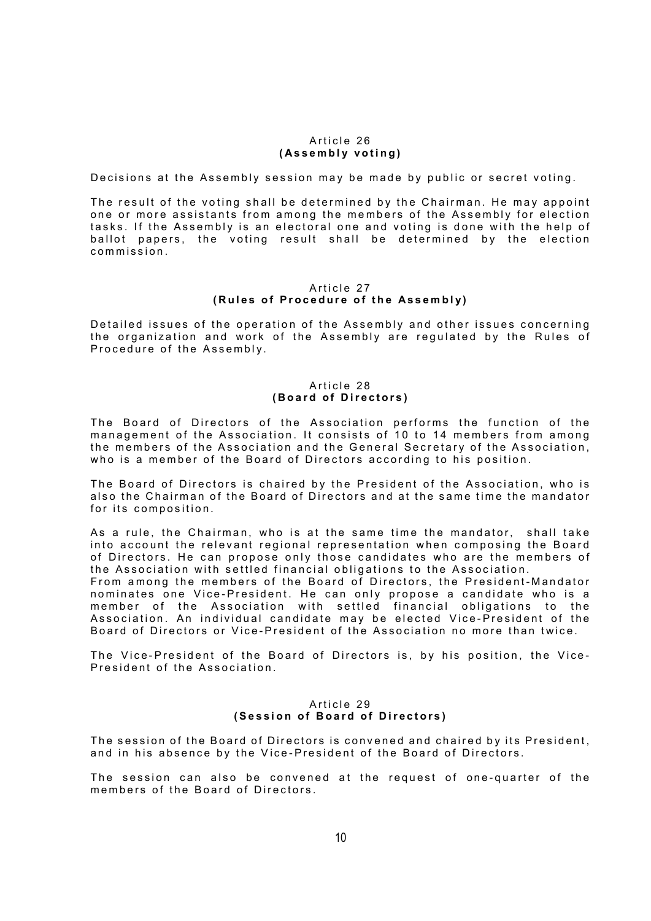## Article 26
### (Assembly voting)

Decisions at the Assembly session may be made by public or secret voting.

The result of the voting shall be determined by the Chairman. He may appoint one or more assistants from among the members of the Assembly for election tasks. If the Assembly is an electoral one and voting is done with the help of ballot papers, the voting result shall be determined by the election commission.

## Article 27
### (Rules of Procedure of the Assembly)

Detailed issues of the operation of the Assembly and other issues concerning the organization and work of the Assembly are regulated by the Rules of Procedure of the Assembly.

## Article 28
### (Board of Directors)

The Board of Directors of the Association performs the function of the management of the Association. It consists of 10 to 14 members from among the members of the Association and the General Secretary of the Association, who is a member of the Board of Directors according to his position.

The Board of Directors is chaired by the President of the Association, who is also the Chairman of the Board of Directors and at the same time the mandator for its composition.

As a rule, the Chairman, who is at the same time the mandator, shall take into account the relevant regional representation when composing the Board of Directors. He can propose only those candidates who are the members of the Association with settled financial obligations to the Association.
From among the members of the Board of Directors, the President-Mandator nominates one Vice-President. He can only propose a candidate who is a member of the Association with settled financial obligations to the Association. An individual candidate may be elected Vice-President of the Board of Directors or Vice-President of the Association no more than twice.

The Vice-President of the Board of Directors is, by his position, the Vice-President of the Association.

## Article 29
### (Session of Board of Directors)

The session of the Board of Directors is convened and chaired by its President, and in his absence by the Vice-President of the Board of Directors.

The session can also be convened at the request of one-quarter of the members of the Board of Directors.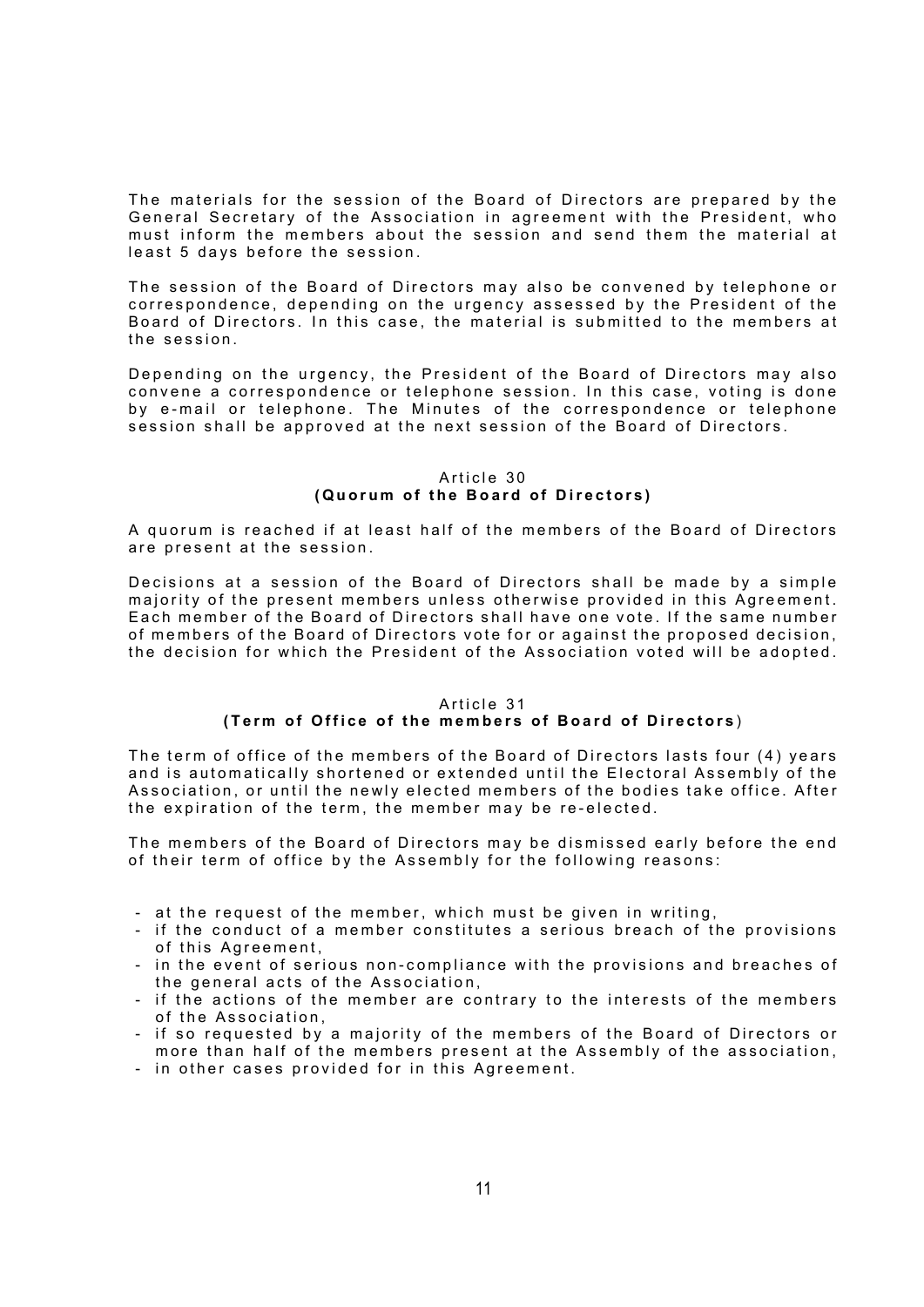The materials for the session of the Board of Directors are prepared by the General Secretary of the Association in agreement with the President, who must inform the members about the session and send them the material at least 5 days before the session.

The session of the Board of Directors may also be convened by telephone or correspondence, depending on the urgency assessed by the President of the Board of Directors. In this case, the material is submitted to the members at the session.

Depending on the urgency, the President of the Board of Directors may also convene a correspondence or telephone session. In this case, voting is done by e-mail or telephone. The Minutes of the correspondence or telephone session shall be approved at the next session of the Board of Directors.

### Article 30
### (Quorum of the Board of Directors)

A quorum is reached if at least half of the members of the Board of Directors are present at the session.

Decisions at a session of the Board of Directors shall be made by a simple majority of the present members unless otherwise provided in this Agreement. Each member of the Board of Directors shall have one vote. If the same number of members of the Board of Directors vote for or against the proposed decision, the decision for which the President of the Association voted will be adopted.

### Article 31
### (Term of Office of the members of Board of Directors)

The term of office of the members of the Board of Directors lasts four (4) years and is automatically shortened or extended until the Electoral Assembly of the Association, or until the newly elected members of the bodies take office. After the expiration of the term, the member may be re-elected.

The members of the Board of Directors may be dismissed early before the end of their term of office by the Assembly for the following reasons:

- at the request of the member, which must be given in writing,
- if the conduct of a member constitutes a serious breach of the provisions of this Agreement,
- in the event of serious non-compliance with the provisions and breaches of the general acts of the Association,
- if the actions of the member are contrary to the interests of the members of the Association,
- if so requested by a majority of the members of the Board of Directors or more than half of the members present at the Assembly of the association,
- in other cases provided for in this Agreement.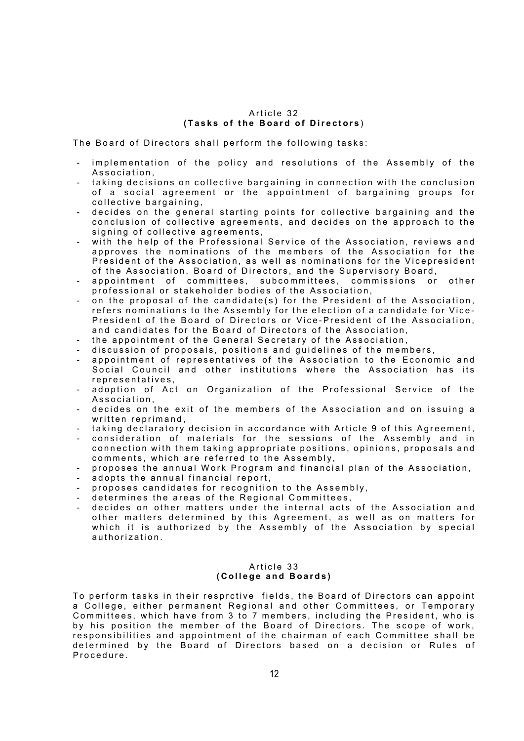## Article 32
**(Tasks of the Board of Directors)**

The Board of Directors shall perform the following tasks:

- implementation of the policy and resolutions of the Assembly of the Association,
- taking decisions on collective bargaining in connection with the conclusion of a social agreement or the appointment of bargaining groups for collective bargaining,
- decides on the general starting points for collective bargaining and the conclusion of collective agreements, and decides on the approach to the signing of collective agreements,
- with the help of the Professional Service of the Association, reviews and approves the nominations of the members of the Association for the President of the Association, as well as nominations for the Vicepresident of the Association, Board of Directors, and the Supervisory Board,
- appointment of committees, subcommittees, commissions or other professional or stakeholder bodies of the Association,
- on the proposal of the candidate(s) for the President of the Association, refers nominations to the Assembly for the election of a candidate for Vice-President of the Board of Directors or Vice-President of the Association, and candidates for the Board of Directors of the Association,
- the appointment of the General Secretary of the Association,
- discussion of proposals, positions and guidelines of the members,
- appointment of representatives of the Association to the Economic and Social Council and other institutions where the Association has its representatives,
- adoption of Act on Organization of the Professional Service of the Association,
- decides on the exit of the members of the Association and on issuing a written reprimand,
- taking declaratory decision in accordance with Article 9 of this Agreement,
- consideration of materials for the sessions of the Assembly and in connection with them taking appropriate positions, opinions, proposals and comments, which are referred to the Assembly,
- proposes the annual Work Program and financial plan of the Association,
- adopts the annual financial report,
- proposes candidates for recognition to the Assembly,
- determines the areas of the Regional Committees,
- decides on other matters under the internal acts of the Association and other matters determined by this Agreement, as well as on matters for which it is authorized by the Assembly of the Association by special authorization.

## Article 33
**(College and Boards)**

To perform tasks in their resprctive fields, the Board of Directors can appoint a College, either permanent Regional and other Committees, or Temporary Committees, which have from 3 to 7 members, including the President, who is by his position the member of the Board of Directors. The scope of work, responsibilities and appointment of the chairman of each Committee shall be determined by the Board of Directors based on a decision or Rules of Procedure.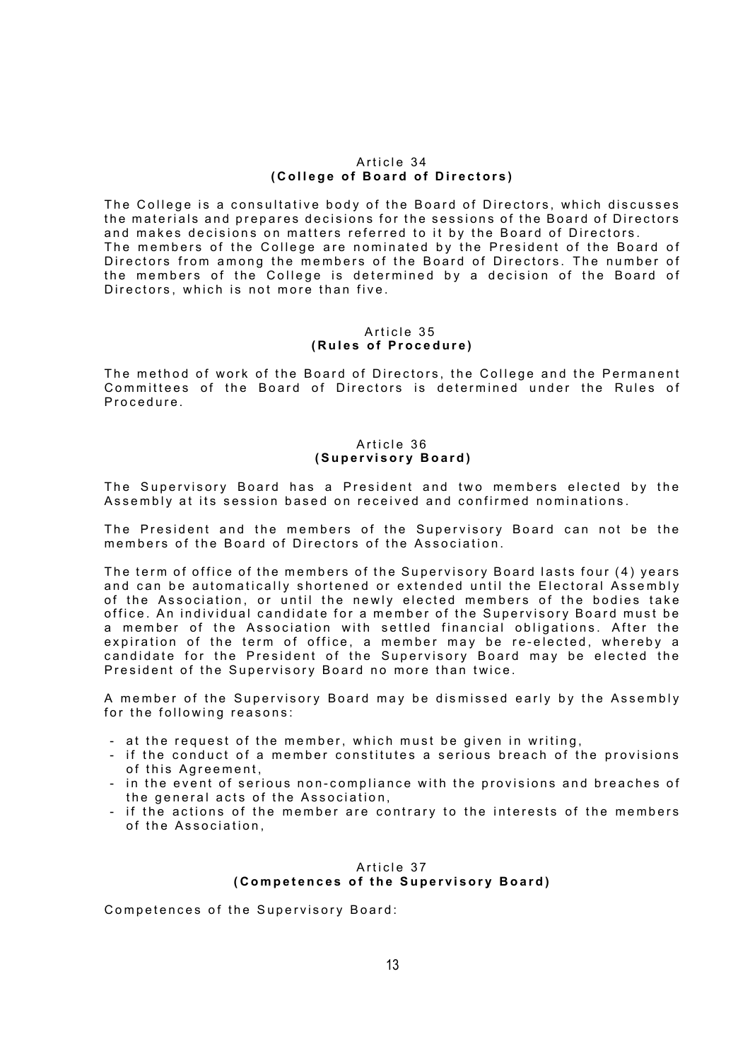Article 34
**(College of Board of Directors)**

The College is a consultative body of the Board of Directors, which discusses the materials and prepares decisions for the sessions of the Board of Directors and makes decisions on matters referred to it by the Board of Directors.
The members of the College are nominated by the President of the Board of Directors from among the members of the Board of Directors. The number of the members of the College is determined by a decision of the Board of Directors, which is not more than five.

Article 35
**(Rules of Procedure)**

The method of work of the Board of Directors, the College and the Permanent Committees of the Board of Directors is determined under the Rules of Procedure.

Article 36
**(Supervisory Board)**

The Supervisory Board has a President and two members elected by the Assembly at its session based on received and confirmed nominations.

The President and the members of the Supervisory Board can not be the members of the Board of Directors of the Association.

The term of office of the members of the Supervisory Board lasts four (4) years and can be automatically shortened or extended until the Electoral Assembly of the Association, or until the newly elected members of the bodies take office. An individual candidate for a member of the Supervisory Board must be a member of the Association with settled financial obligations. After the expiration of the term of office, a member may be re-elected, whereby a candidate for the President of the Supervisory Board may be elected the President of the Supervisory Board no more than twice.

A member of the Supervisory Board may be dismissed early by the Assembly for the following reasons:

- at the request of the member, which must be given in writing,
- if the conduct of a member constitutes a serious breach of the provisions of this Agreement,
- in the event of serious non-compliance with the provisions and breaches of the general acts of the Association,
- if the actions of the member are contrary to the interests of the members of the Association,

Article 37
**(Competences of the Supervisory Board)**

Competences of the Supervisory Board: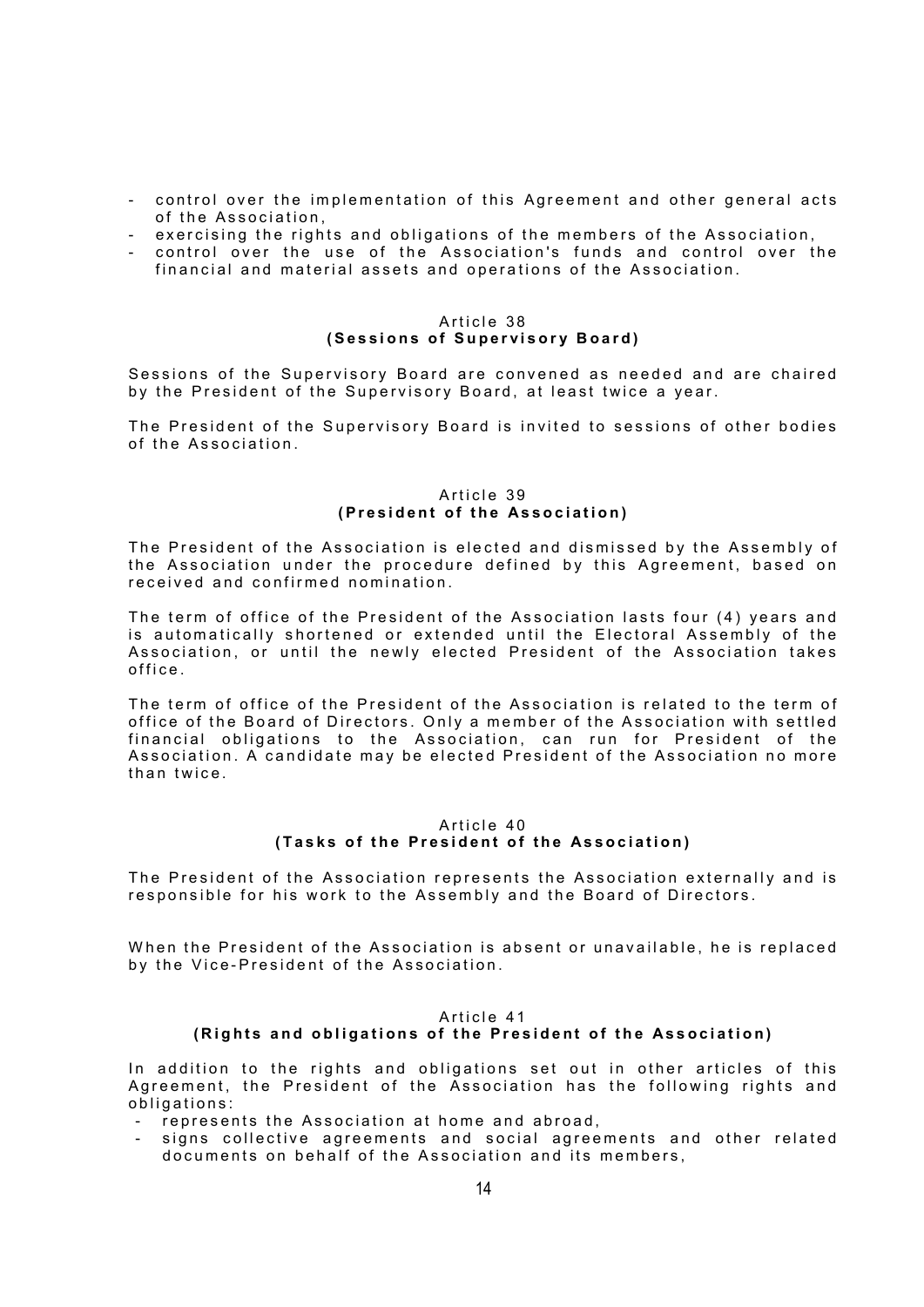- control over the implementation of this Agreement and other general acts of the Association,
- exercising the rights and obligations of the members of the Association,
- control over the use of the Association's funds and control over the financial and material assets and operations of the Association.

Article 38
**(Sessions of Supervisory Board)**

Sessions of the Supervisory Board are convened as needed and are chaired by the President of the Supervisory Board, at least twice a year.

The President of the Supervisory Board is invited to sessions of other bodies of the Association.

Article 39
**(President of the Association)**

The President of the Association is elected and dismissed by the Assembly of the Association under the procedure defined by this Agreement, based on received and confirmed nomination.

The term of office of the President of the Association lasts four (4) years and is automatically shortened or extended until the Electoral Assembly of the Association, or until the newly elected President of the Association takes office.

The term of office of the President of the Association is related to the term of office of the Board of Directors. Only a member of the Association with settled financial obligations to the Association, can run for President of the Association. A candidate may be elected President of the Association no more than twice.

Article 40
**(Tasks of the President of the Association)**

The President of the Association represents the Association externally and is responsible for his work to the Assembly and the Board of Directors.

When the President of the Association is absent or unavailable, he is replaced by the Vice-President of the Association.

Article 41
**(Rights and obligations of the President of the Association)**

In addition to the rights and obligations set out in other articles of this Agreement, the President of the Association has the following rights and obligations:

- represents the Association at home and abroad,
- signs collective agreements and social agreements and other related documents on behalf of the Association and its members,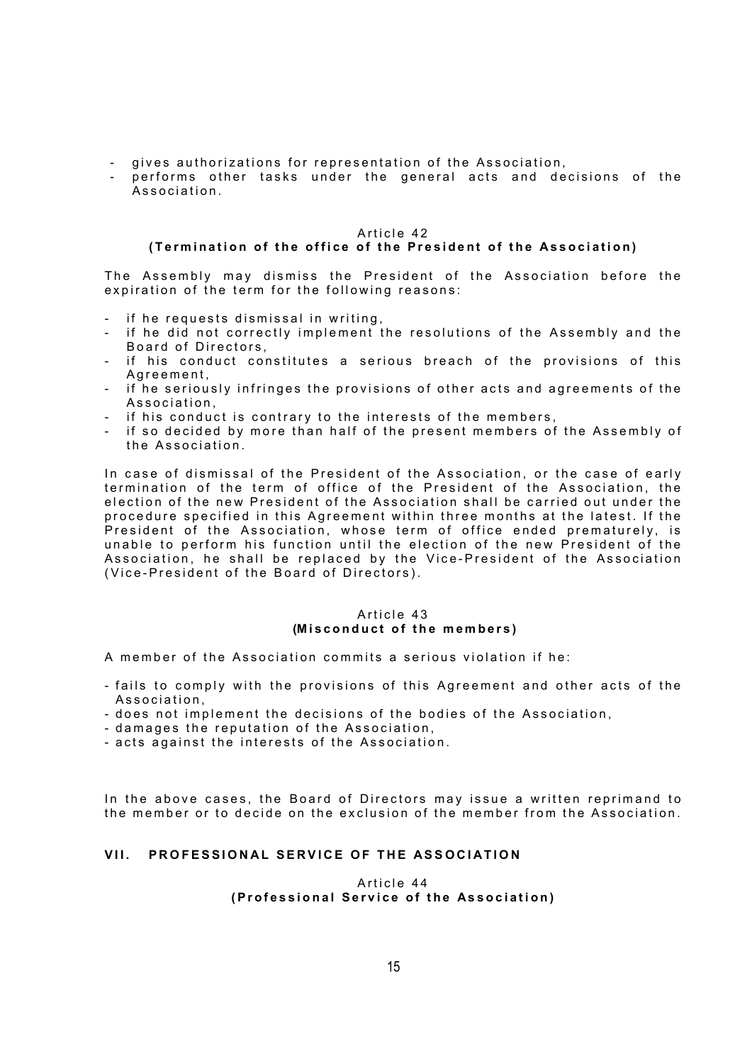- gives authorizations for representation of the Association,
- performs other tasks under the general acts and decisions of the Association.

Article 42
**(Termination of the office of the President of the Association)**

The Assembly may dismiss the President of the Association before the expiration of the term for the following reasons:

- if he requests dismissal in writing,
- if he did not correctly implement the resolutions of the Assembly and the Board of Directors,
- if his conduct constitutes a serious breach of the provisions of this Agreement,
- if he seriously infringes the provisions of other acts and agreements of the Association,
- if his conduct is contrary to the interests of the members,
- if so decided by more than half of the present members of the Assembly of the Association.

In case of dismissal of the President of the Association, or the case of early termination of the term of office of the President of the Association, the election of the new President of the Association shall be carried out under the procedure specified in this Agreement within three months at the latest. If the President of the Association, whose term of office ended prematurely, is unable to perform his function until the election of the new President of the Association, he shall be replaced by the Vice-President of the Association (Vice-President of the Board of Directors).

Article 43
**(Misconduct of the members)**

A member of the Association commits a serious violation if he:

- fails to comply with the provisions of this Agreement and other acts of the Association,
- does not implement the decisions of the bodies of the Association,
- damages the reputation of the Association,
- acts against the interests of the Association.

In the above cases, the Board of Directors may issue a written reprimand to the member or to decide on the exclusion of the member from the Association.

## VII. PROFESSIONAL SERVICE OF THE ASSOCIATION

Article 44
**(Professional Service of the Association)**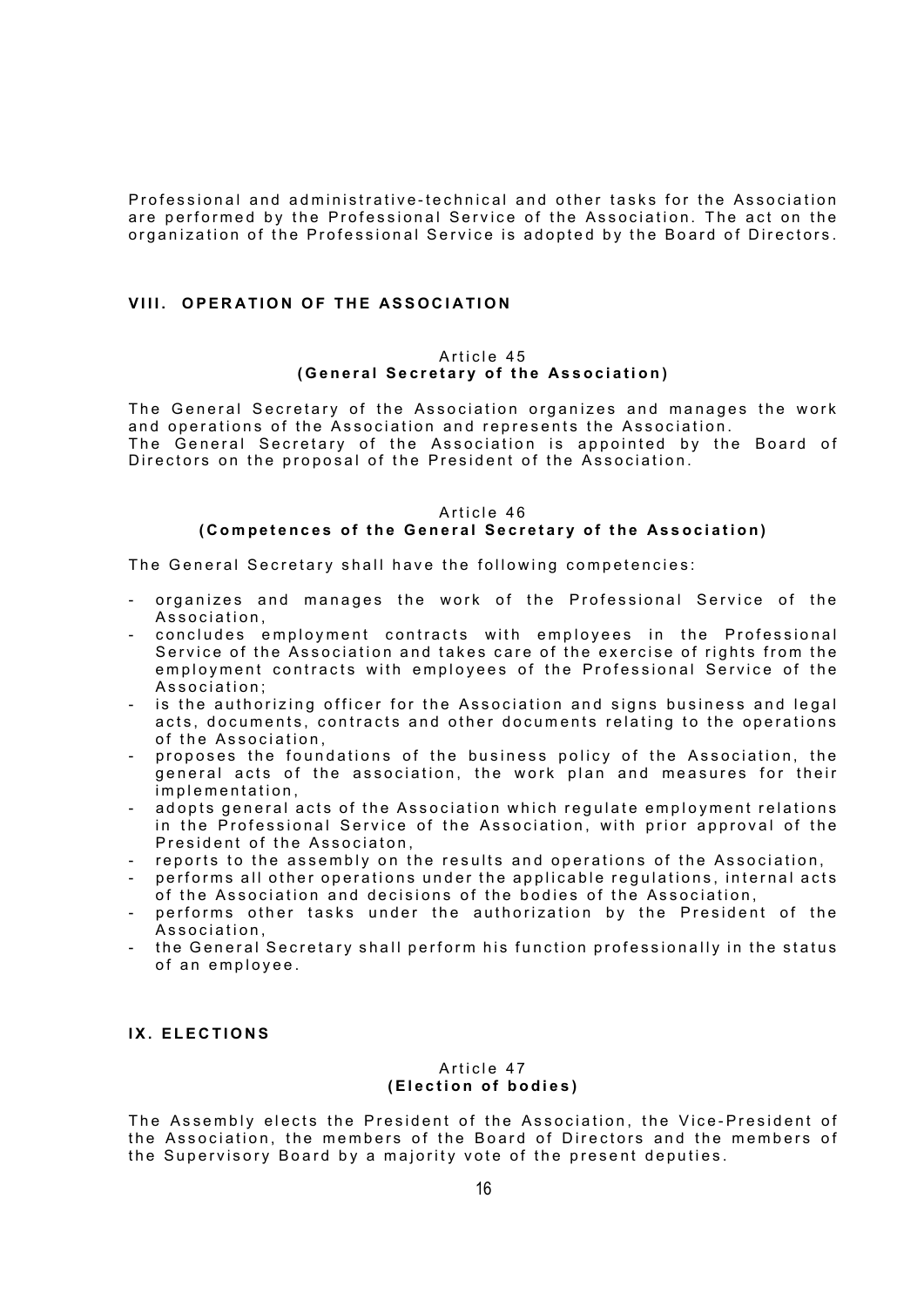Professional and administrative-technical and other tasks for the Association are performed by the Professional Service of the Association. The act on the organization of the Professional Service is adopted by the Board of Directors.

## VIII. OPERATION OF THE ASSOCIATION

### Article 45
### (General Secretary of the Association)

The General Secretary of the Association organizes and manages the work and operations of the Association and represents the Association.
The General Secretary of the Association is appointed by the Board of Directors on the proposal of the President of the Association.

### Article 46
### (Competences of the General Secretary of the Association)

The General Secretary shall have the following competencies:

- organizes and manages the work of the Professional Service of the Association,
- concludes employment contracts with employees in the Professional Service of the Association and takes care of the exercise of rights from the employment contracts with employees of the Professional Service of the Association;
- is the authorizing officer for the Association and signs business and legal acts, documents, contracts and other documents relating to the operations of the Association,
- proposes the foundations of the business policy of the Association, the general acts of the association, the work plan and measures for their implementation,
- adopts general acts of the Association which regulate employment relations in the Professional Service of the Association, with prior approval of the President of the Associaton,
- reports to the assembly on the results and operations of the Association,
- performs all other operations under the applicable regulations, internal acts of the Association and decisions of the bodies of the Association,
- performs other tasks under the authorization by the President of the Association,
- the General Secretary shall perform his function professionally in the status of an employee.

## IX. ELECTIONS

### Article 47
### (Election of bodies)

The Assembly elects the President of the Association, the Vice-President of the Association, the members of the Board of Directors and the members of the Supervisory Board by a majority vote of the present deputies.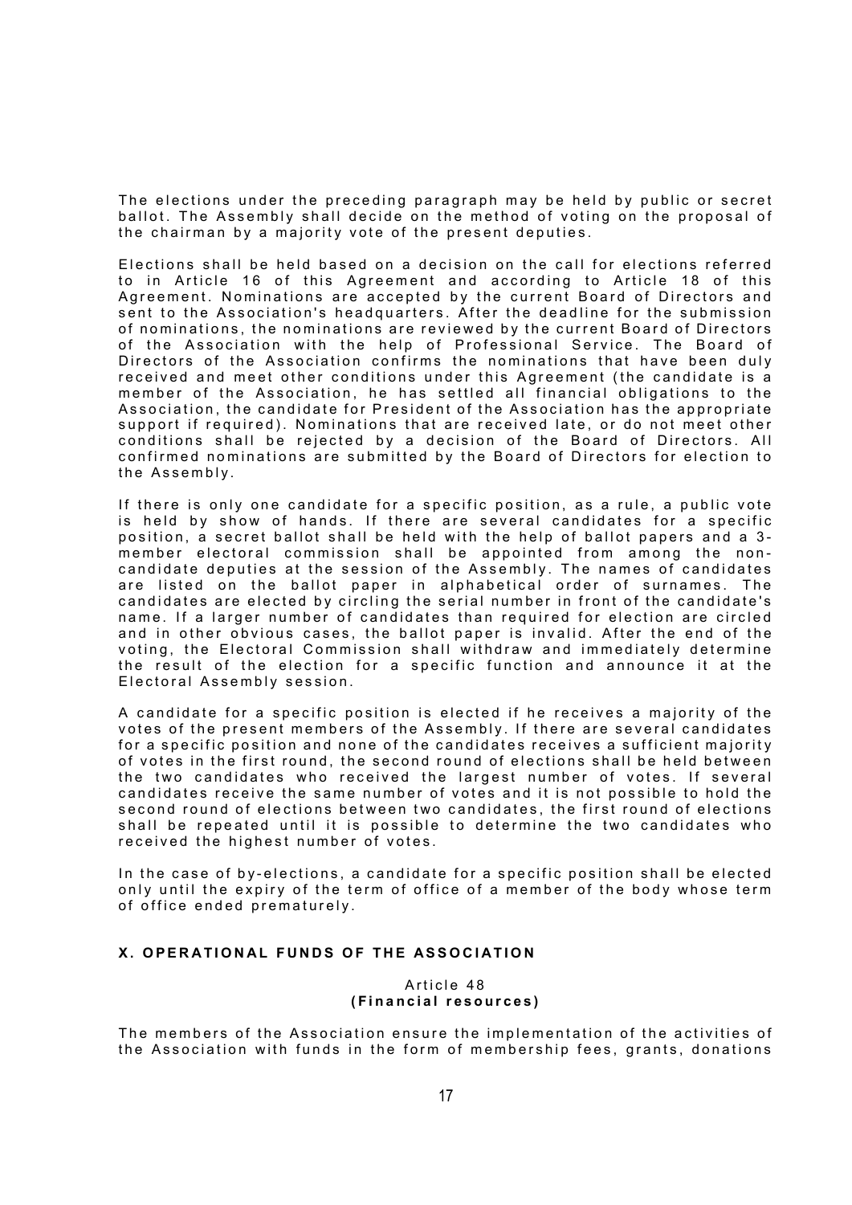The elections under the preceding paragraph may be held by public or secret ballot. The Assembly shall decide on the method of voting on the proposal of the chairman by a majority vote of the present deputies.

Elections shall be held based on a decision on the call for elections referred to in Article 16 of this Agreement and according to Article 18 of this Agreement. Nominations are accepted by the current Board of Directors and sent to the Association's headquarters. After the deadline for the submission of nominations, the nominations are reviewed by the current Board of Directors of the Association with the help of Professional Service. The Board of Directors of the Association confirms the nominations that have been duly received and meet other conditions under this Agreement (the candidate is a member of the Association, he has settled all financial obligations to the Association, the candidate for President of the Association has the appropriate support if required). Nominations that are received late, or do not meet other conditions shall be rejected by a decision of the Board of Directors. All confirmed nominations are submitted by the Board of Directors for election to the Assembly.

If there is only one candidate for a specific position, as a rule, a public vote is held by show of hands. If there are several candidates for a specific position, a secret ballot shall be held with the help of ballot papers and a 3-member electoral commission shall be appointed from among the non-candidate deputies at the session of the Assembly. The names of candidates are listed on the ballot paper in alphabetical order of surnames. The candidates are elected by circling the serial number in front of the candidate's name. If a larger number of candidates than required for election are circled and in other obvious cases, the ballot paper is invalid. After the end of the voting, the Electoral Commission shall withdraw and immediately determine the result of the election for a specific function and announce it at the Electoral Assembly session.

A candidate for a specific position is elected if he receives a majority of the votes of the present members of the Assembly. If there are several candidates for a specific position and none of the candidates receives a sufficient majority of votes in the first round, the second round of elections shall be held between the two candidates who received the largest number of votes. If several candidates receive the same number of votes and it is not possible to hold the second round of elections between two candidates, the first round of elections shall be repeated until it is possible to determine the two candidates who received the highest number of votes.

In the case of by-elections, a candidate for a specific position shall be elected only until the expiry of the term of office of a member of the body whose term of office ended prematurely.

## X. OPERATIONAL FUNDS OF THE ASSOCIATION

Article 48
**(Financial resources)**

The members of the Association ensure the implementation of the activities of the Association with funds in the form of membership fees, grants, donations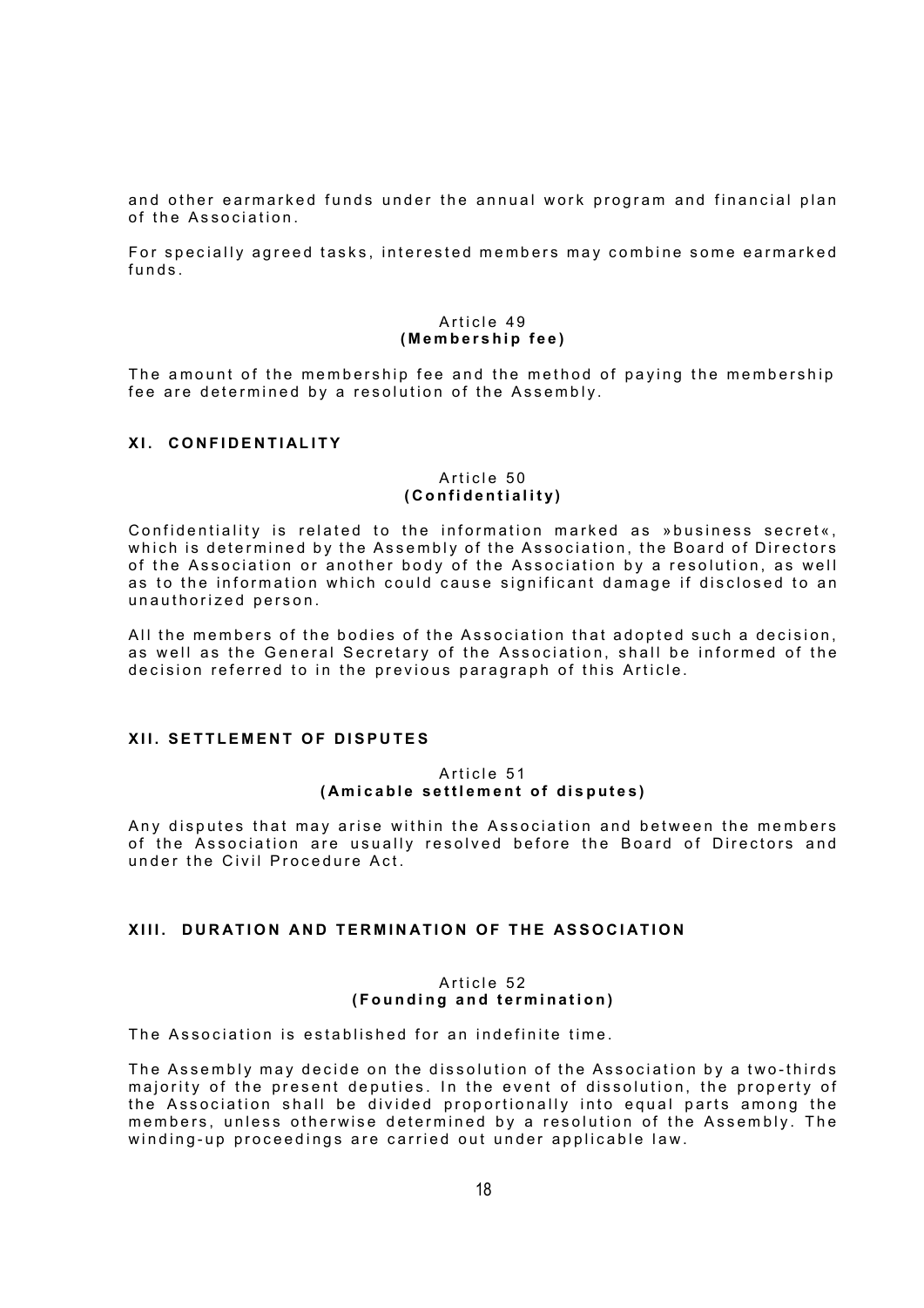and other earmarked funds under the annual work program and financial plan of the Association.

For specially agreed tasks, interested members may combine some earmarked funds.

Article 49
**(Membership fee)**

The amount of the membership fee and the method of paying the membership fee are determined by a resolution of the Assembly.

## XI. CONFIDENTIALITY

Article 50
**(Confidentiality)**

Confidentiality is related to the information marked as »business secret«, which is determined by the Assembly of the Association, the Board of Directors of the Association or another body of the Association by a resolution, as well as to the information which could cause significant damage if disclosed to an unauthorized person.

All the members of the bodies of the Association that adopted such a decision, as well as the General Secretary of the Association, shall be informed of the decision referred to in the previous paragraph of this Article.

## XII. SETTLEMENT OF DISPUTES

Article 51
**(Amicable settlement of disputes)**

Any disputes that may arise within the Association and between the members of the Association are usually resolved before the Board of Directors and under the Civil Procedure Act.

## XIII. DURATION AND TERMINATION OF THE ASSOCIATION

Article 52
**(Founding and termination)**

The Association is established for an indefinite time.

The Assembly may decide on the dissolution of the Association by a two-thirds majority of the present deputies. In the event of dissolution, the property of the Association shall be divided proportionally into equal parts among the members, unless otherwise determined by a resolution of the Assembly. The winding-up proceedings are carried out under applicable law.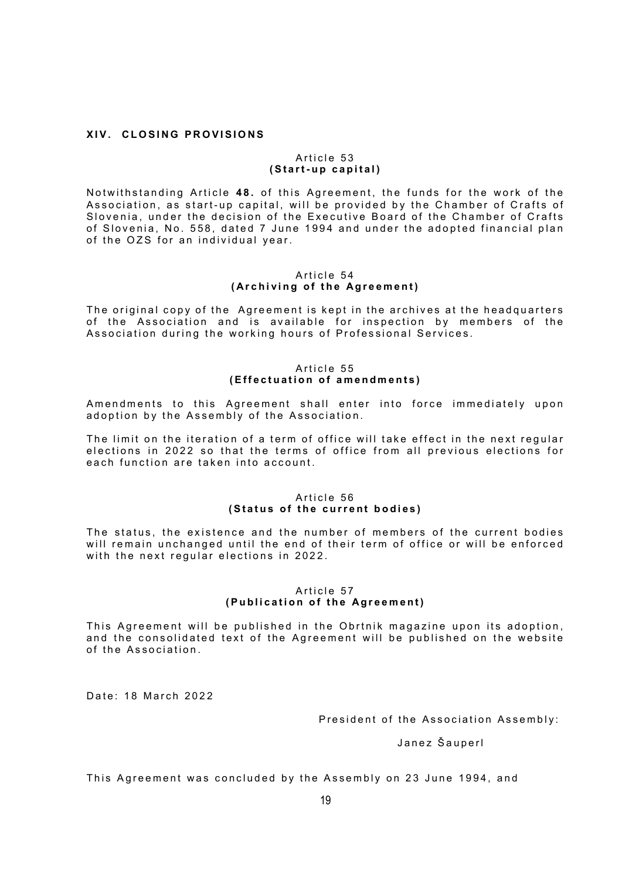## XIV. CLOSING PROVISIONS

### Article 53
**(Start-up capital)**

Notwithstanding Article **48.** of this Agreement, the funds for the work of the Association, as start-up capital, will be provided by the Chamber of Crafts of Slovenia, under the decision of the Executive Board of the Chamber of Crafts of Slovenia, No. 558, dated 7 June 1994 and under the adopted financial plan of the OZS for an individual year.

### Article 54
**(Archiving of the Agreement)**

The original copy of the Agreement is kept in the archives at the headquarters of the Association and is available for inspection by members of the Association during the working hours of Professional Services.

### Article 55
**(Effectuation of amendments)**

Amendments to this Agreement shall enter into force immediately upon adoption by the Assembly of the Association.

The limit on the iteration of a term of office will take effect in the next regular elections in 2022 so that the terms of office from all previous elections for each function are taken into account.

### Article 56
**(Status of the current bodies)**

The status, the existence and the number of members of the current bodies will remain unchanged until the end of their term of office or will be enforced with the next regular elections in 2022.

### Article 57
**(Publication of the Agreement)**

This Agreement will be published in the Obrtnik magazine upon its adoption, and the consolidated text of the Agreement will be published on the website of the Association.

Date: 18 March 2022

President of the Association Assembly:

Janez Šauperl

This Agreement was concluded by the Assembly on 23 June 1994, and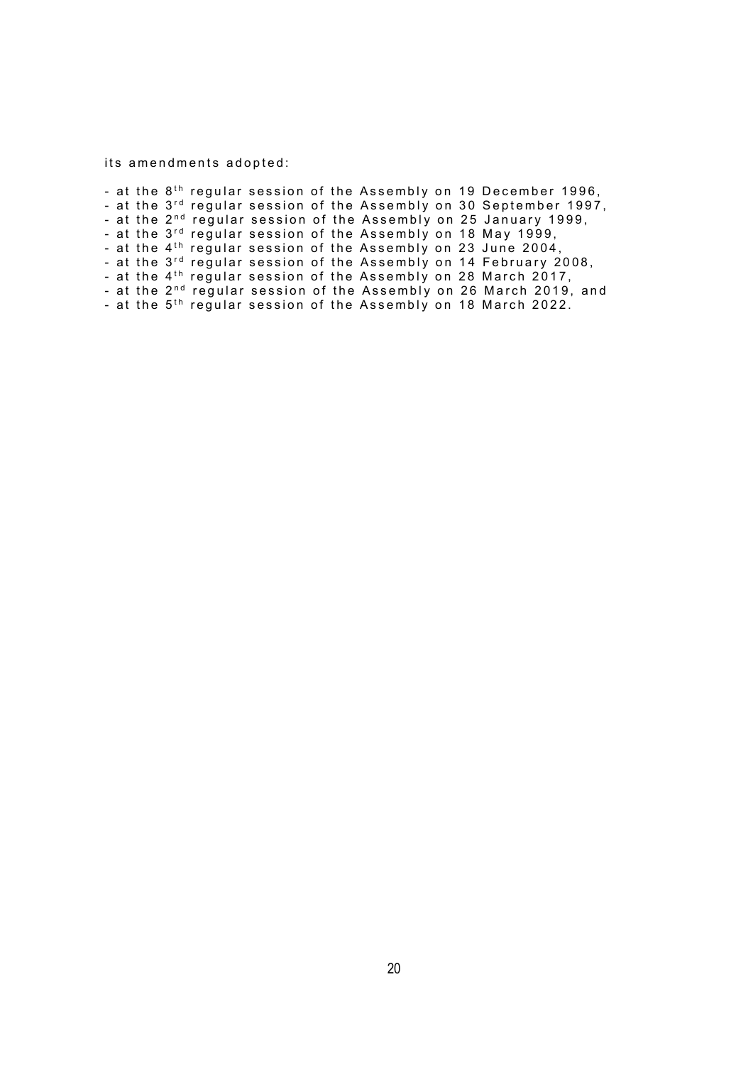its amendments adopted:

- at the 8th regular session of the Assembly on 19 December 1996,
- at the 3rd regular session of the Assembly on 30 September 1997,
- at the 2nd regular session of the Assembly on 25 January 1999,
- at the 3rd regular session of the Assembly on 18 May 1999,
- at the 4th regular session of the Assembly on 23 June 2004,
- at the 3rd regular session of the Assembly on 14 February 2008,
- at the 4th regular session of the Assembly on 28 March 2017,
- at the 2nd regular session of the Assembly on 26 March 2019, and
- at the 5th regular session of the Assembly on 18 March 2022.